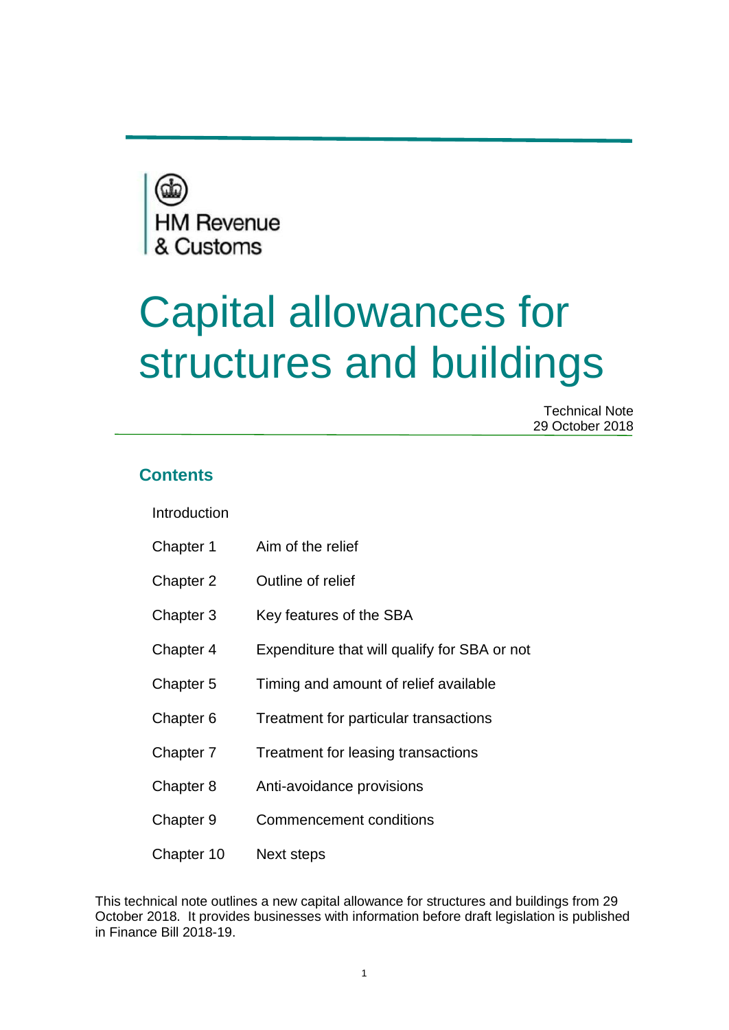HM Revenue & Customs

# Capital allowances for structures and buildings

Technical Note
29 October 2018

## Contents

| | |
|---|---|
| Introduction | |
| Chapter 1 | Aim of the relief |
| Chapter 2 | Outline of relief |
| Chapter 3 | Key features of the SBA |
| Chapter 4 | Expenditure that will qualify for SBA or not |
| Chapter 5 | Timing and amount of relief available |
| Chapter 6 | Treatment for particular transactions |
| Chapter 7 | Treatment for leasing transactions |
| Chapter 8 | Anti-avoidance provisions |
| Chapter 9 | Commencement conditions |
| Chapter 10 | Next steps |

This technical note outlines a new capital allowance for structures and buildings from 29 October 2018. It provides businesses with information before draft legislation is published in Finance Bill 2018-19.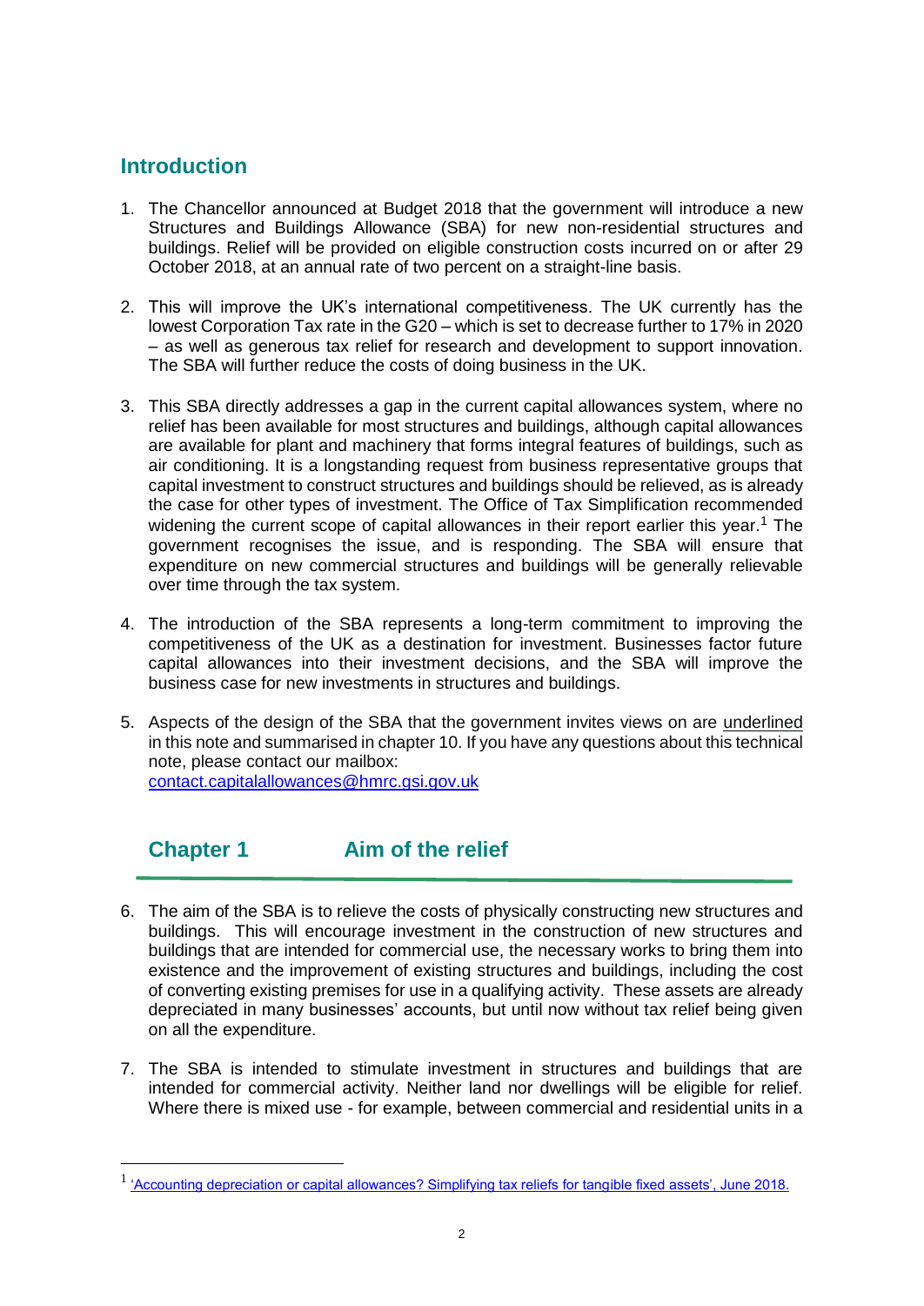## Introduction

1. The Chancellor announced at Budget 2018 that the government will introduce a new Structures and Buildings Allowance (SBA) for new non-residential structures and buildings. Relief will be provided on eligible construction costs incurred on or after 29 October 2018, at an annual rate of two percent on a straight-line basis.

2. This will improve the UK's international competitiveness. The UK currently has the lowest Corporation Tax rate in the G20 – which is set to decrease further to 17% in 2020 – as well as generous tax relief for research and development to support innovation. The SBA will further reduce the costs of doing business in the UK.

3. This SBA directly addresses a gap in the current capital allowances system, where no relief has been available for most structures and buildings, although capital allowances are available for plant and machinery that forms integral features of buildings, such as air conditioning. It is a longstanding request from business representative groups that capital investment to construct structures and buildings should be relieved, as is already the case for other types of investment. The Office of Tax Simplification recommended widening the current scope of capital allowances in their report earlier this year.[1] The government recognises the issue, and is responding. The SBA will ensure that expenditure on new commercial structures and buildings will be generally relievable over time through the tax system.

4. The introduction of the SBA represents a long-term commitment to improving the competitiveness of the UK as a destination for investment. Businesses factor future capital allowances into their investment decisions, and the SBA will improve the business case for new investments in structures and buildings.

5. Aspects of the design of the SBA that the government invites views on are <u>underlined</u> in this note and summarised in chapter 10. If you have any questions about this technical note, please contact our mailbox: contact.capitalallowances@hmrc.gsi.gov.uk

## Chapter 1 Aim of the relief

6. The aim of the SBA is to relieve the costs of physically constructing new structures and buildings. This will encourage investment in the construction of new structures and buildings that are intended for commercial use, the necessary works to bring them into existence and the improvement of existing structures and buildings, including the cost of converting existing premises for use in a qualifying activity. These assets are already depreciated in many businesses' accounts, but until now without tax relief being given on all the expenditure.

7. The SBA is intended to stimulate investment in structures and buildings that are intended for commercial activity. Neither land nor dwellings will be eligible for relief. Where there is mixed use - for example, between commercial and residential units in a

---

[1] 'Accounting depreciation or capital allowances? Simplifying tax reliefs for tangible fixed assets', June 2018.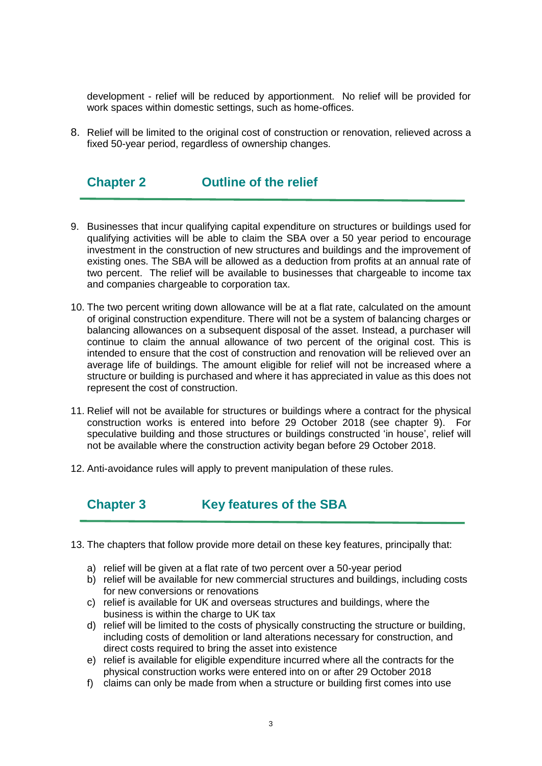development - relief will be reduced by apportionment. No relief will be provided for work spaces within domestic settings, such as home-offices.

8. Relief will be limited to the original cost of construction or renovation, relieved across a fixed 50-year period, regardless of ownership changes.

## Chapter 2 Outline of the relief

9. Businesses that incur qualifying capital expenditure on structures or buildings used for qualifying activities will be able to claim the SBA over a 50 year period to encourage investment in the construction of new structures and buildings and the improvement of existing ones. The SBA will be allowed as a deduction from profits at an annual rate of two percent. The relief will be available to businesses that chargeable to income tax and companies chargeable to corporation tax.

10. The two percent writing down allowance will be at a flat rate, calculated on the amount of original construction expenditure. There will not be a system of balancing charges or balancing allowances on a subsequent disposal of the asset. Instead, a purchaser will continue to claim the annual allowance of two percent of the original cost. This is intended to ensure that the cost of construction and renovation will be relieved over an average life of buildings. The amount eligible for relief will not be increased where a structure or building is purchased and where it has appreciated in value as this does not represent the cost of construction.

11. Relief will not be available for structures or buildings where a contract for the physical construction works is entered into before 29 October 2018 (see chapter 9). For speculative building and those structures or buildings constructed 'in house', relief will not be available where the construction activity began before 29 October 2018.

12. Anti-avoidance rules will apply to prevent manipulation of these rules.

## Chapter 3 Key features of the SBA

13. The chapters that follow provide more detail on these key features, principally that:

    a) relief will be given at a flat rate of two percent over a 50-year period
    b) relief will be available for new commercial structures and buildings, including costs for new conversions or renovations
    c) relief is available for UK and overseas structures and buildings, where the business is within the charge to UK tax
    d) relief will be limited to the costs of physically constructing the structure or building, including costs of demolition or land alterations necessary for construction, and direct costs required to bring the asset into existence
    e) relief is available for eligible expenditure incurred where all the contracts for the physical construction works were entered into on or after 29 October 2018
    f) claims can only be made from when a structure or building first comes into use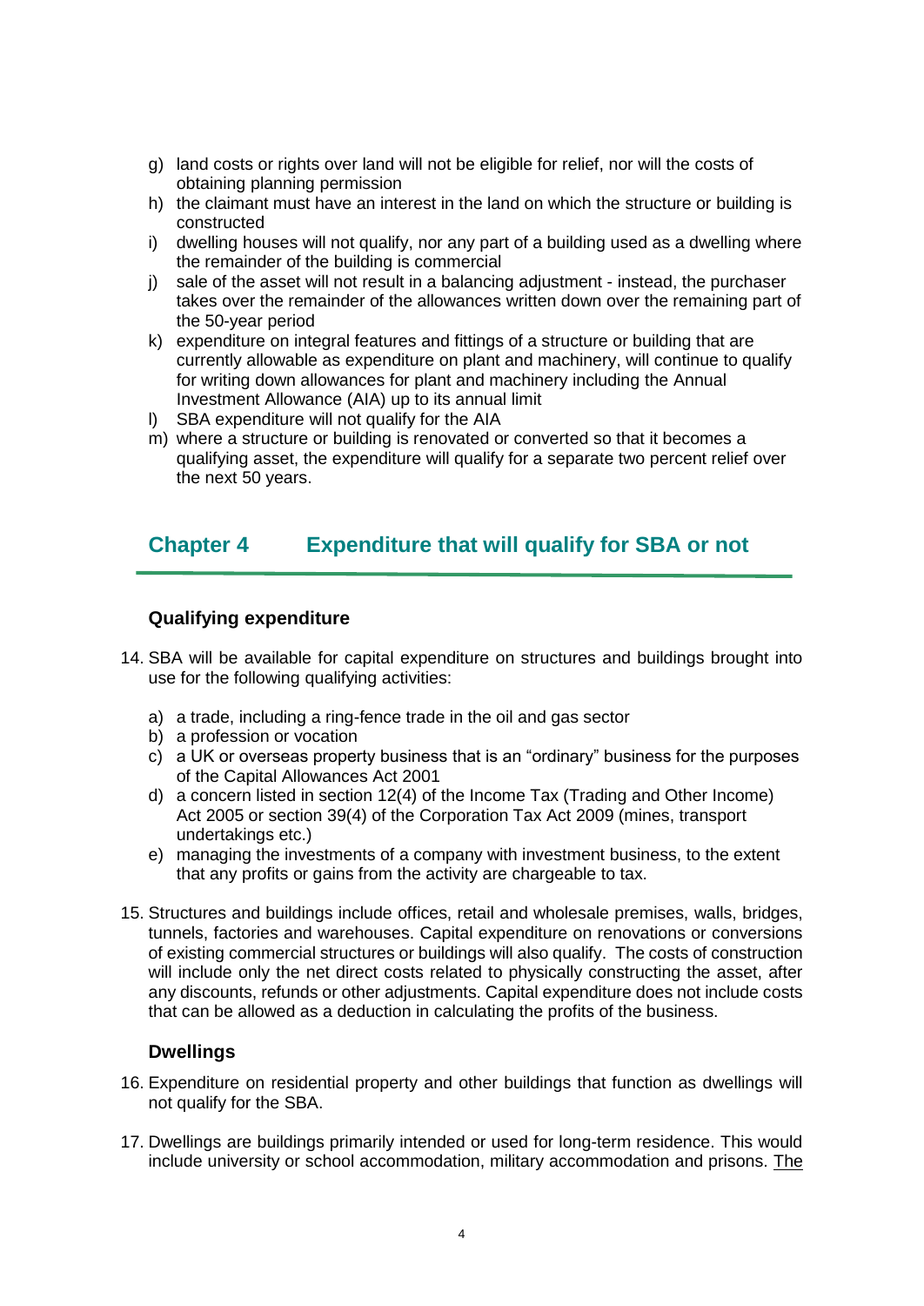g) land costs or rights over land will not be eligible for relief, nor will the costs of obtaining planning permission
h) the claimant must have an interest in the land on which the structure or building is constructed
i) dwelling houses will not qualify, nor any part of a building used as a dwelling where the remainder of the building is commercial
j) sale of the asset will not result in a balancing adjustment - instead, the purchaser takes over the remainder of the allowances written down over the remaining part of the 50-year period
k) expenditure on integral features and fittings of a structure or building that are currently allowable as expenditure on plant and machinery, will continue to qualify for writing down allowances for plant and machinery including the Annual Investment Allowance (AIA) up to its annual limit
l) SBA expenditure will not qualify for the AIA
m) where a structure or building is renovated or converted so that it becomes a qualifying asset, the expenditure will qualify for a separate two percent relief over the next 50 years.

## Chapter 4 Expenditure that will qualify for SBA or not

### Qualifying expenditure

14. SBA will be available for capital expenditure on structures and buildings brought into use for the following qualifying activities:

    a) a trade, including a ring-fence trade in the oil and gas sector
    b) a profession or vocation
    c) a UK or overseas property business that is an "ordinary" business for the purposes of the Capital Allowances Act 2001
    d) a concern listed in section 12(4) of the Income Tax (Trading and Other Income) Act 2005 or section 39(4) of the Corporation Tax Act 2009 (mines, transport undertakings etc.)
    e) managing the investments of a company with investment business, to the extent that any profits or gains from the activity are chargeable to tax.

15. Structures and buildings include offices, retail and wholesale premises, walls, bridges, tunnels, factories and warehouses. Capital expenditure on renovations or conversions of existing commercial structures or buildings will also qualify. The costs of construction will include only the net direct costs related to physically constructing the asset, after any discounts, refunds or other adjustments. Capital expenditure does not include costs that can be allowed as a deduction in calculating the profits of the business.

### Dwellings

16. Expenditure on residential property and other buildings that function as dwellings will not qualify for the SBA.

17. Dwellings are buildings primarily intended or used for long-term residence. This would include university or school accommodation, military accommodation and prisons. The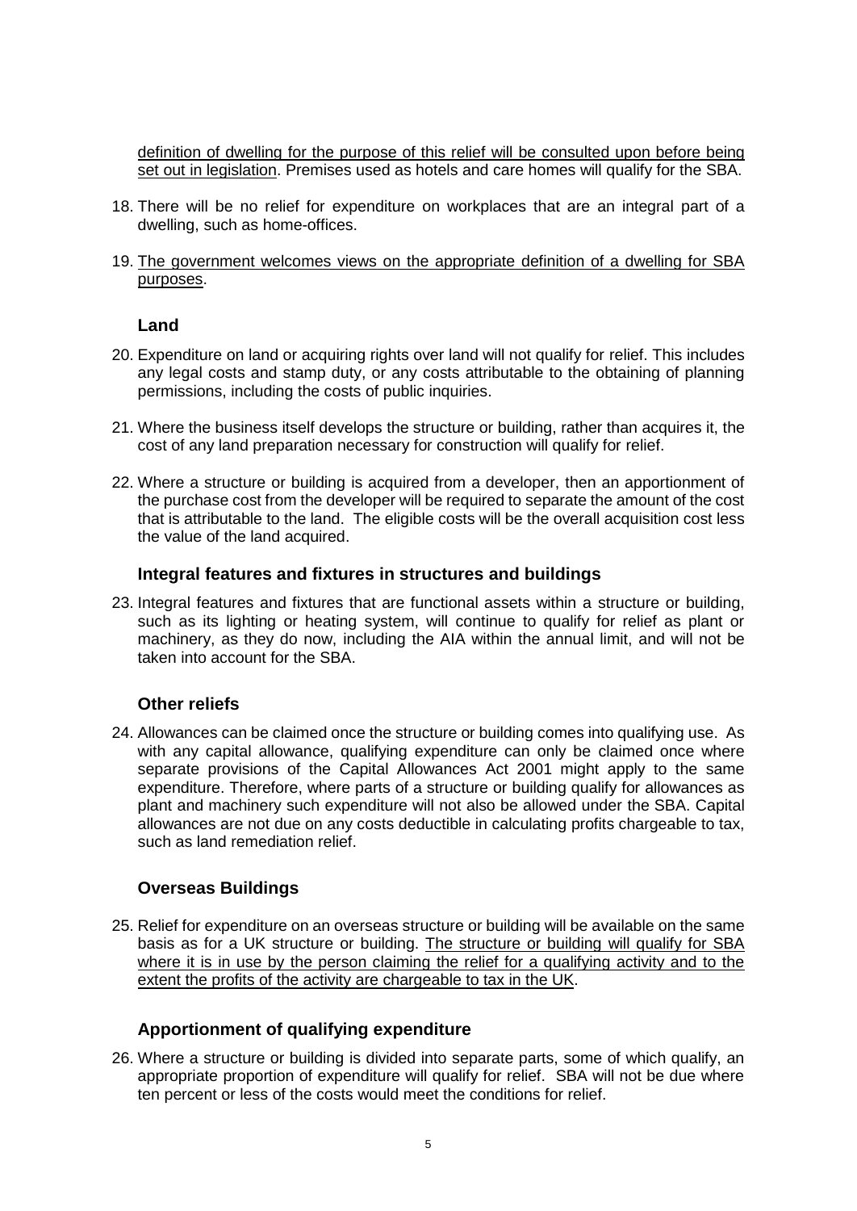definition of dwelling for the purpose of this relief will be consulted upon before being set out in legislation. Premises used as hotels and care homes will qualify for the SBA.

18. There will be no relief for expenditure on workplaces that are an integral part of a dwelling, such as home-offices.

19. The government welcomes views on the appropriate definition of a dwelling for SBA purposes.

### Land

20. Expenditure on land or acquiring rights over land will not qualify for relief. This includes any legal costs and stamp duty, or any costs attributable to the obtaining of planning permissions, including the costs of public inquiries.

21. Where the business itself develops the structure or building, rather than acquires it, the cost of any land preparation necessary for construction will qualify for relief.

22. Where a structure or building is acquired from a developer, then an apportionment of the purchase cost from the developer will be required to separate the amount of the cost that is attributable to the land. The eligible costs will be the overall acquisition cost less the value of the land acquired.

### Integral features and fixtures in structures and buildings

23. Integral features and fixtures that are functional assets within a structure or building, such as its lighting or heating system, will continue to qualify for relief as plant or machinery, as they do now, including the AIA within the annual limit, and will not be taken into account for the SBA.

### Other reliefs

24. Allowances can be claimed once the structure or building comes into qualifying use. As with any capital allowance, qualifying expenditure can only be claimed once where separate provisions of the Capital Allowances Act 2001 might apply to the same expenditure. Therefore, where parts of a structure or building qualify for allowances as plant and machinery such expenditure will not also be allowed under the SBA. Capital allowances are not due on any costs deductible in calculating profits chargeable to tax, such as land remediation relief.

### Overseas Buildings

25. Relief for expenditure on an overseas structure or building will be available on the same basis as for a UK structure or building. The structure or building will qualify for SBA where it is in use by the person claiming the relief for a qualifying activity and to the extent the profits of the activity are chargeable to tax in the UK.

### Apportionment of qualifying expenditure

26. Where a structure or building is divided into separate parts, some of which qualify, an appropriate proportion of expenditure will qualify for relief. SBA will not be due where ten percent or less of the costs would meet the conditions for relief.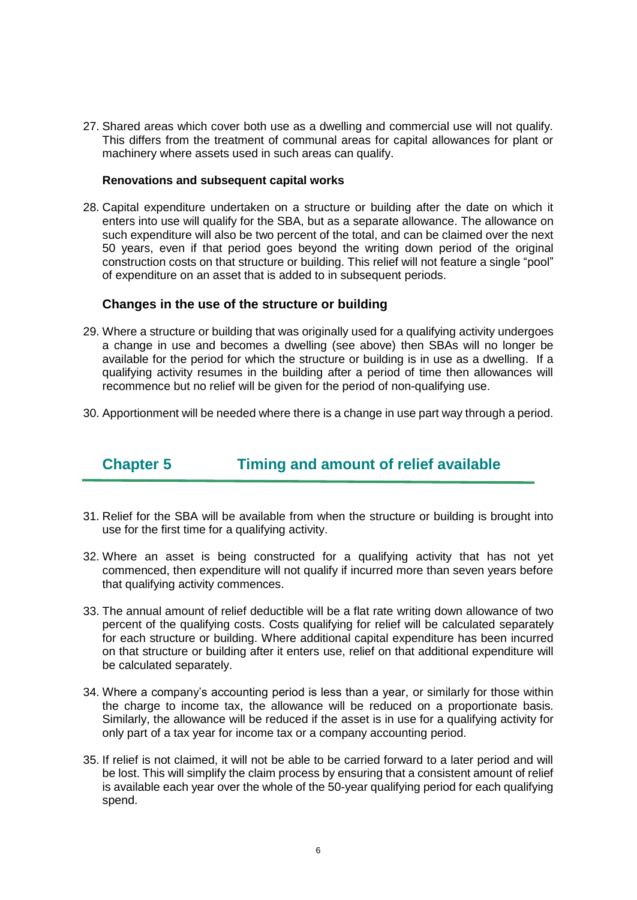27. Shared areas which cover both use as a dwelling and commercial use will not qualify. This differs from the treatment of communal areas for capital allowances for plant or machinery where assets used in such areas can qualify.

**Renovations and subsequent capital works**

28. Capital expenditure undertaken on a structure or building after the date on which it enters into use will qualify for the SBA, but as a separate allowance. The allowance on such expenditure will also be two percent of the total, and can be claimed over the next 50 years, even if that period goes beyond the writing down period of the original construction costs on that structure or building. This relief will not feature a single "pool" of expenditure on an asset that is added to in subsequent periods.

### Changes in the use of the structure or building

29. Where a structure or building that was originally used for a qualifying activity undergoes a change in use and becomes a dwelling (see above) then SBAs will no longer be available for the period for which the structure or building is in use as a dwelling. If a qualifying activity resumes in the building after a period of time then allowances will recommence but no relief will be given for the period of non-qualifying use.

30. Apportionment will be needed where there is a change in use part way through a period.

## Chapter 5 Timing and amount of relief available

31. Relief for the SBA will be available from when the structure or building is brought into use for the first time for a qualifying activity.

32. Where an asset is being constructed for a qualifying activity that has not yet commenced, then expenditure will not qualify if incurred more than seven years before that qualifying activity commences.

33. The annual amount of relief deductible will be a flat rate writing down allowance of two percent of the qualifying costs. Costs qualifying for relief will be calculated separately for each structure or building. Where additional capital expenditure has been incurred on that structure or building after it enters use, relief on that additional expenditure will be calculated separately.

34. Where a company's accounting period is less than a year, or similarly for those within the charge to income tax, the allowance will be reduced on a proportionate basis. Similarly, the allowance will be reduced if the asset is in use for a qualifying activity for only part of a tax year for income tax or a company accounting period.

35. If relief is not claimed, it will not be able to be carried forward to a later period and will be lost. This will simplify the claim process by ensuring that a consistent amount of relief is available each year over the whole of the 50-year qualifying period for each qualifying spend.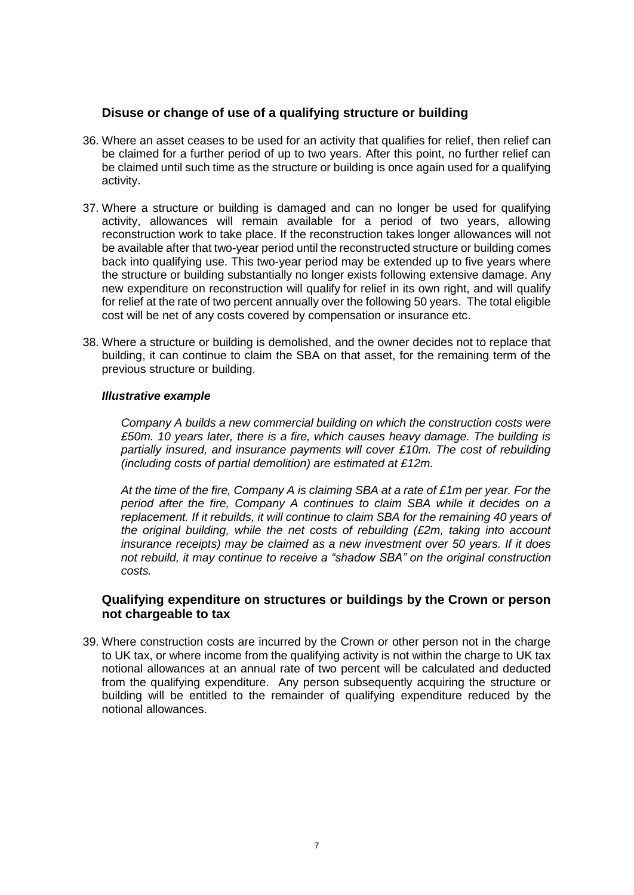## Disuse or change of use of a qualifying structure or building

36. Where an asset ceases to be used for an activity that qualifies for relief, then relief can be claimed for a further period of up to two years. After this point, no further relief can be claimed until such time as the structure or building is once again used for a qualifying activity.

37. Where a structure or building is damaged and can no longer be used for qualifying activity, allowances will remain available for a period of two years, allowing reconstruction work to take place. If the reconstruction takes longer allowances will not be available after that two-year period until the reconstructed structure or building comes back into qualifying use. This two-year period may be extended up to five years where the structure or building substantially no longer exists following extensive damage. Any new expenditure on reconstruction will qualify for relief in its own right, and will qualify for relief at the rate of two percent annually over the following 50 years. The total eligible cost will be net of any costs covered by compensation or insurance etc.

38. Where a structure or building is demolished, and the owner decides not to replace that building, it can continue to claim the SBA on that asset, for the remaining term of the previous structure or building.

### *Illustrative example*

*Company A builds a new commercial building on which the construction costs were £50m. 10 years later, there is a fire, which causes heavy damage. The building is partially insured, and insurance payments will cover £10m. The cost of rebuilding (including costs of partial demolition) are estimated at £12m.*

*At the time of the fire, Company A is claiming SBA at a rate of £1m per year. For the period after the fire, Company A continues to claim SBA while it decides on a replacement. If it rebuilds, it will continue to claim SBA for the remaining 40 years of the original building, while the net costs of rebuilding (£2m, taking into account insurance receipts) may be claimed as a new investment over 50 years. If it does not rebuild, it may continue to receive a "shadow SBA" on the original construction costs.*

## Qualifying expenditure on structures or buildings by the Crown or person not chargeable to tax

39. Where construction costs are incurred by the Crown or other person not in the charge to UK tax, or where income from the qualifying activity is not within the charge to UK tax notional allowances at an annual rate of two percent will be calculated and deducted from the qualifying expenditure. Any person subsequently acquiring the structure or building will be entitled to the remainder of qualifying expenditure reduced by the notional allowances.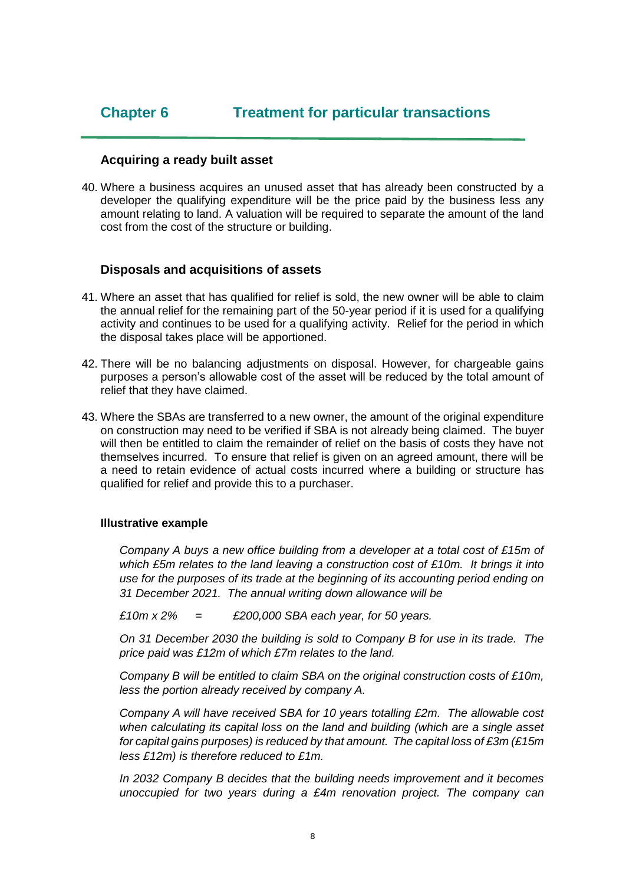# Chapter 6 Treatment for particular transactions

## Acquiring a ready built asset

40. Where a business acquires an unused asset that has already been constructed by a developer the qualifying expenditure will be the price paid by the business less any amount relating to land. A valuation will be required to separate the amount of the land cost from the cost of the structure or building.

## Disposals and acquisitions of assets

41. Where an asset that has qualified for relief is sold, the new owner will be able to claim the annual relief for the remaining part of the 50-year period if it is used for a qualifying activity and continues to be used for a qualifying activity. Relief for the period in which the disposal takes place will be apportioned.

42. There will be no balancing adjustments on disposal. However, for chargeable gains purposes a person's allowable cost of the asset will be reduced by the total amount of relief that they have claimed.

43. Where the SBAs are transferred to a new owner, the amount of the original expenditure on construction may need to be verified if SBA is not already being claimed. The buyer will then be entitled to claim the remainder of relief on the basis of costs they have not themselves incurred. To ensure that relief is given on an agreed amount, there will be a need to retain evidence of actual costs incurred where a building or structure has qualified for relief and provide this to a purchaser.

**Illustrative example**

*Company A buys a new office building from a developer at a total cost of £15m of which £5m relates to the land leaving a construction cost of £10m. It brings it into use for the purposes of its trade at the beginning of its accounting period ending on 31 December 2021. The annual writing down allowance will be*

*£10m x 2% = £200,000 SBA each year, for 50 years.*

*On 31 December 2030 the building is sold to Company B for use in its trade. The price paid was £12m of which £7m relates to the land.*

*Company B will be entitled to claim SBA on the original construction costs of £10m, less the portion already received by company A.*

*Company A will have received SBA for 10 years totalling £2m. The allowable cost when calculating its capital loss on the land and building (which are a single asset for capital gains purposes) is reduced by that amount. The capital loss of £3m (£15m less £12m) is therefore reduced to £1m.*

*In 2032 Company B decides that the building needs improvement and it becomes unoccupied for two years during a £4m renovation project. The company can*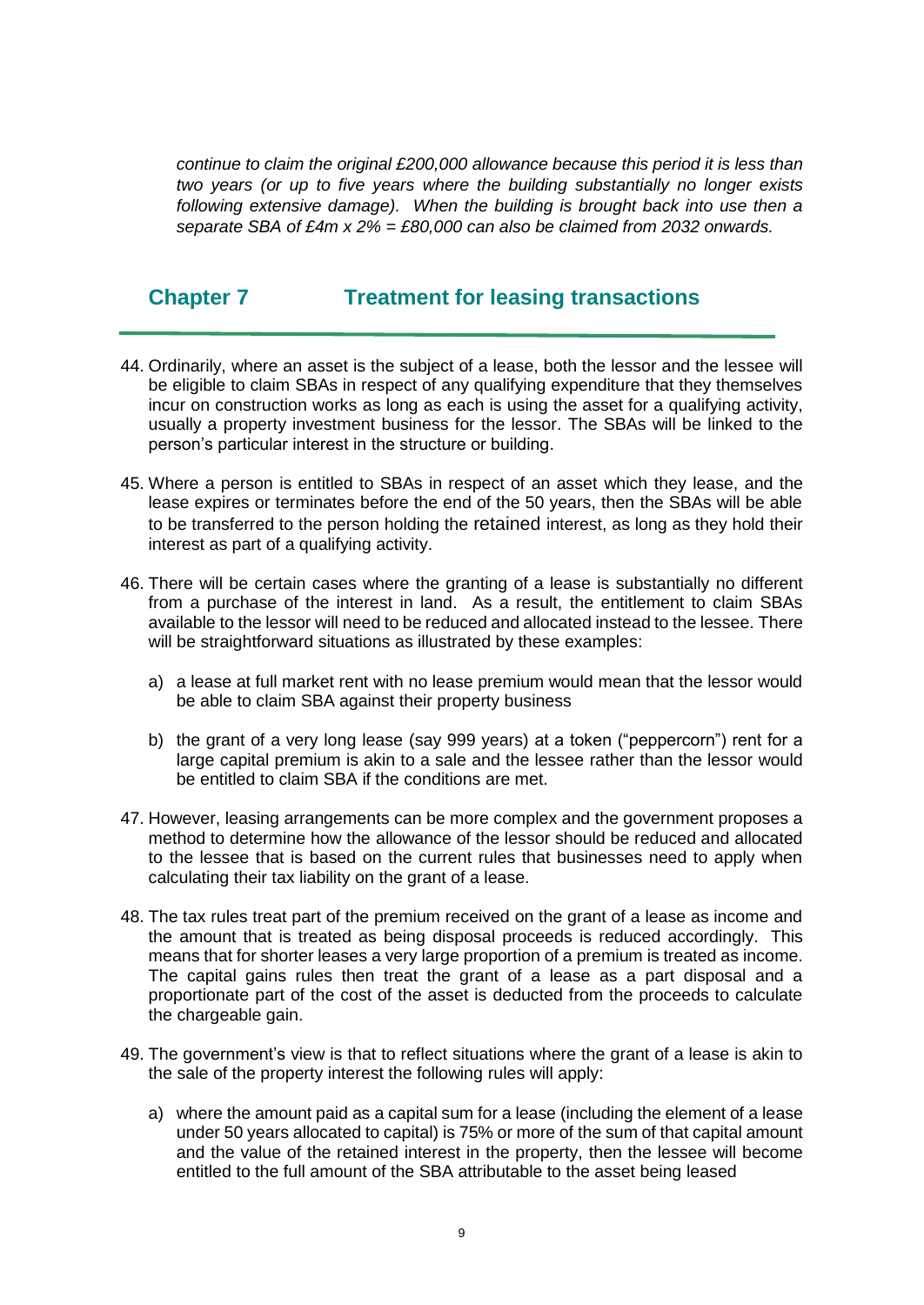*continue to claim the original £200,000 allowance because this period it is less than two years (or up to five years where the building substantially no longer exists following extensive damage). When the building is brought back into use then a separate SBA of £4m x 2% = £80,000 can also be claimed from 2032 onwards.*

## Chapter 7 Treatment for leasing transactions

44. Ordinarily, where an asset is the subject of a lease, both the lessor and the lessee will be eligible to claim SBAs in respect of any qualifying expenditure that they themselves incur on construction works as long as each is using the asset for a qualifying activity, usually a property investment business for the lessor. The SBAs will be linked to the person's particular interest in the structure or building.

45. Where a person is entitled to SBAs in respect of an asset which they lease, and the lease expires or terminates before the end of the 50 years, then the SBAs will be able to be transferred to the person holding the retained interest, as long as they hold their interest as part of a qualifying activity.

46. There will be certain cases where the granting of a lease is substantially no different from a purchase of the interest in land. As a result, the entitlement to claim SBAs available to the lessor will need to be reduced and allocated instead to the lessee. There will be straightforward situations as illustrated by these examples:

    a) a lease at full market rent with no lease premium would mean that the lessor would be able to claim SBA against their property business

    b) the grant of a very long lease (say 999 years) at a token ("peppercorn") rent for a large capital premium is akin to a sale and the lessee rather than the lessor would be entitled to claim SBA if the conditions are met.

47. However, leasing arrangements can be more complex and the government proposes a method to determine how the allowance of the lessor should be reduced and allocated to the lessee that is based on the current rules that businesses need to apply when calculating their tax liability on the grant of a lease.

48. The tax rules treat part of the premium received on the grant of a lease as income and the amount that is treated as being disposal proceeds is reduced accordingly. This means that for shorter leases a very large proportion of a premium is treated as income. The capital gains rules then treat the grant of a lease as a part disposal and a proportionate part of the cost of the asset is deducted from the proceeds to calculate the chargeable gain.

49. The government's view is that to reflect situations where the grant of a lease is akin to the sale of the property interest the following rules will apply:

    a) where the amount paid as a capital sum for a lease (including the element of a lease under 50 years allocated to capital) is 75% or more of the sum of that capital amount and the value of the retained interest in the property, then the lessee will become entitled to the full amount of the SBA attributable to the asset being leased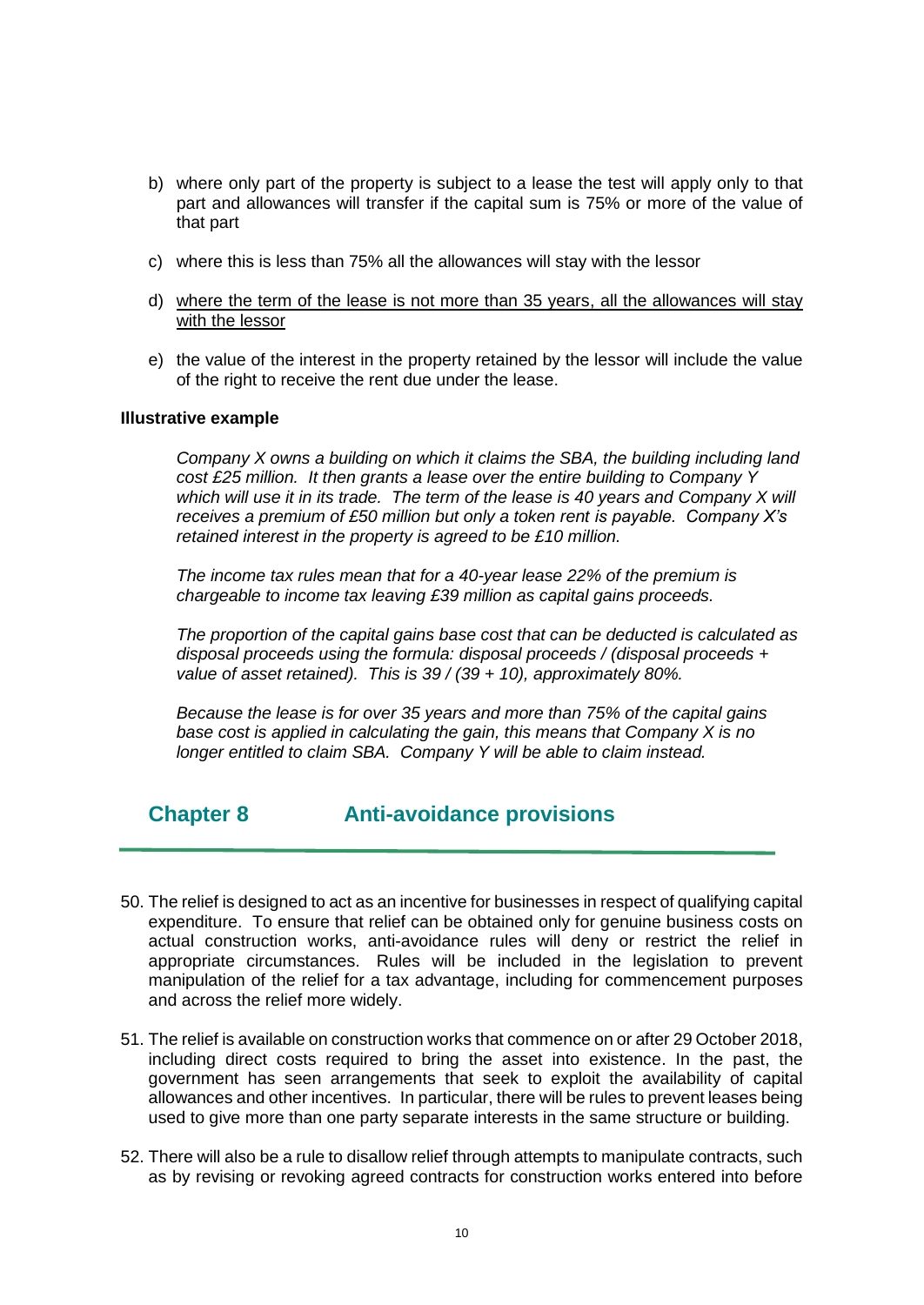b) where only part of the property is subject to a lease the test will apply only to that part and allowances will transfer if the capital sum is 75% or more of the value of that part

c) where this is less than 75% all the allowances will stay with the lessor

d) <u>where the term of the lease is not more than 35 years, all the allowances will stay with the lessor</u>

e) the value of the interest in the property retained by the lessor will include the value of the right to receive the rent due under the lease.

**Illustrative example**

*Company X owns a building on which it claims the SBA, the building including land cost £25 million. It then grants a lease over the entire building to Company Y which will use it in its trade. The term of the lease is 40 years and Company X will receives a premium of £50 million but only a token rent is payable. Company X's retained interest in the property is agreed to be £10 million.*

*The income tax rules mean that for a 40-year lease 22% of the premium is chargeable to income tax leaving £39 million as capital gains proceeds.*

*The proportion of the capital gains base cost that can be deducted is calculated as disposal proceeds using the formula: disposal proceeds / (disposal proceeds + value of asset retained). This is 39 / (39 + 10), approximately 80%.*

*Because the lease is for over 35 years and more than 75% of the capital gains base cost is applied in calculating the gain, this means that Company X is no longer entitled to claim SBA. Company Y will be able to claim instead.*

## Chapter 8 Anti-avoidance provisions

50. The relief is designed to act as an incentive for businesses in respect of qualifying capital expenditure. To ensure that relief can be obtained only for genuine business costs on actual construction works, anti-avoidance rules will deny or restrict the relief in appropriate circumstances. Rules will be included in the legislation to prevent manipulation of the relief for a tax advantage, including for commencement purposes and across the relief more widely.

51. The relief is available on construction works that commence on or after 29 October 2018, including direct costs required to bring the asset into existence. In the past, the government has seen arrangements that seek to exploit the availability of capital allowances and other incentives. In particular, there will be rules to prevent leases being used to give more than one party separate interests in the same structure or building.

52. There will also be a rule to disallow relief through attempts to manipulate contracts, such as by revising or revoking agreed contracts for construction works entered into before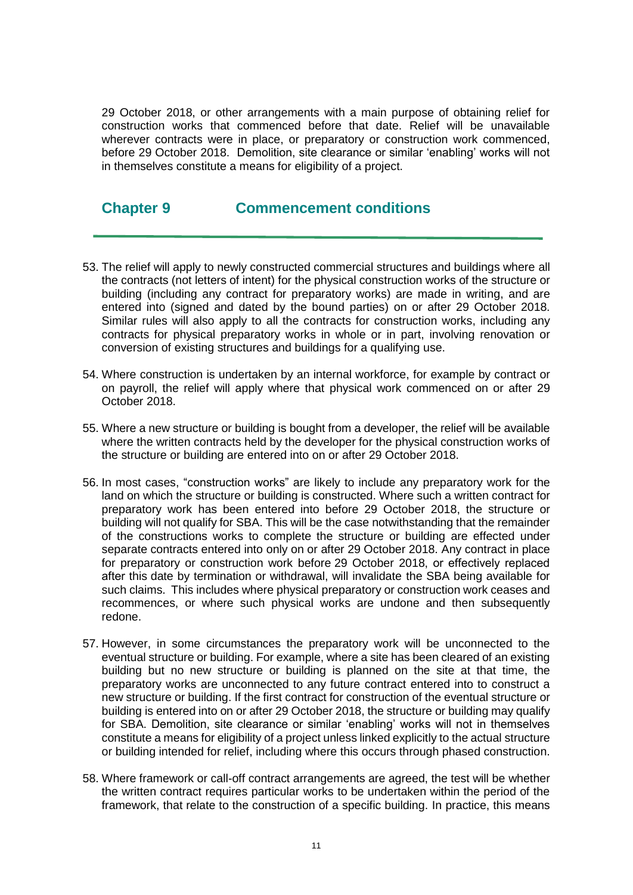29 October 2018, or other arrangements with a main purpose of obtaining relief for construction works that commenced before that date. Relief will be unavailable wherever contracts were in place, or preparatory or construction work commenced, before 29 October 2018. Demolition, site clearance or similar 'enabling' works will not in themselves constitute a means for eligibility of a project.

## Chapter 9 Commencement conditions

53. The relief will apply to newly constructed commercial structures and buildings where all the contracts (not letters of intent) for the physical construction works of the structure or building (including any contract for preparatory works) are made in writing, and are entered into (signed and dated by the bound parties) on or after 29 October 2018. Similar rules will also apply to all the contracts for construction works, including any contracts for physical preparatory works in whole or in part, involving renovation or conversion of existing structures and buildings for a qualifying use.

54. Where construction is undertaken by an internal workforce, for example by contract or on payroll, the relief will apply where that physical work commenced on or after 29 October 2018.

55. Where a new structure or building is bought from a developer, the relief will be available where the written contracts held by the developer for the physical construction works of the structure or building are entered into on or after 29 October 2018.

56. In most cases, "construction works" are likely to include any preparatory work for the land on which the structure or building is constructed. Where such a written contract for preparatory work has been entered into before 29 October 2018, the structure or building will not qualify for SBA. This will be the case notwithstanding that the remainder of the constructions works to complete the structure or building are effected under separate contracts entered into only on or after 29 October 2018. Any contract in place for preparatory or construction work before 29 October 2018, or effectively replaced after this date by termination or withdrawal, will invalidate the SBA being available for such claims. This includes where physical preparatory or construction work ceases and recommences, or where such physical works are undone and then subsequently redone.

57. However, in some circumstances the preparatory work will be unconnected to the eventual structure or building. For example, where a site has been cleared of an existing building but no new structure or building is planned on the site at that time, the preparatory works are unconnected to any future contract entered into to construct a new structure or building. If the first contract for construction of the eventual structure or building is entered into on or after 29 October 2018, the structure or building may qualify for SBA. Demolition, site clearance or similar 'enabling' works will not in themselves constitute a means for eligibility of a project unless linked explicitly to the actual structure or building intended for relief, including where this occurs through phased construction.

58. Where framework or call-off contract arrangements are agreed, the test will be whether the written contract requires particular works to be undertaken within the period of the framework, that relate to the construction of a specific building. In practice, this means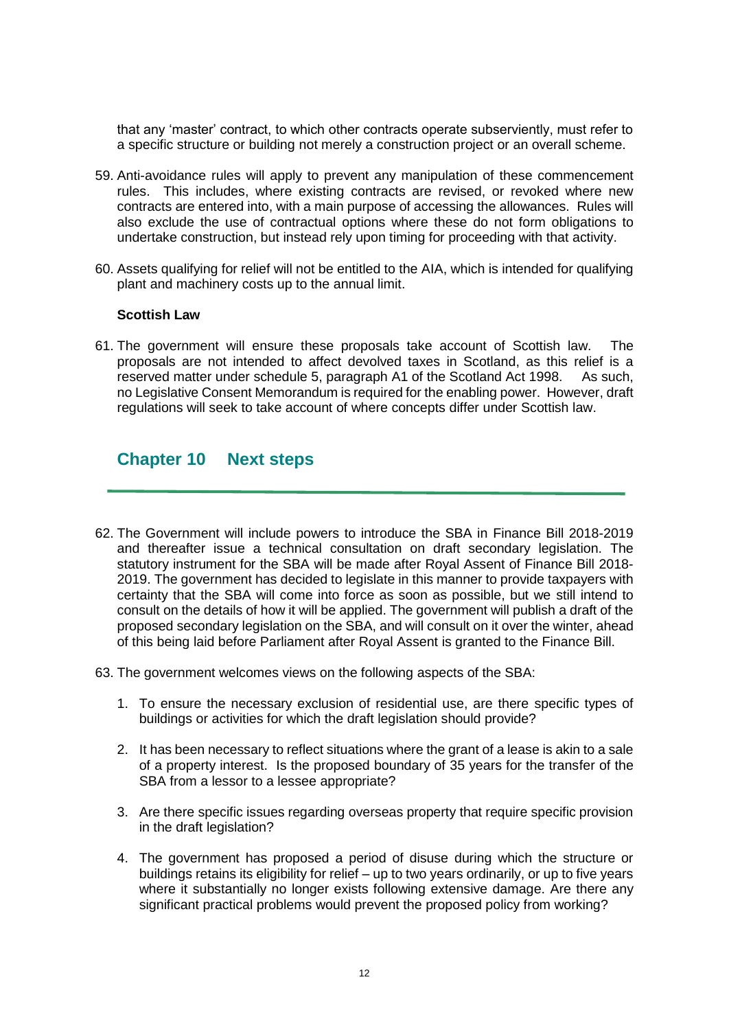that any 'master' contract, to which other contracts operate subserviently, must refer to a specific structure or building not merely a construction project or an overall scheme.

59. Anti-avoidance rules will apply to prevent any manipulation of these commencement rules. This includes, where existing contracts are revised, or revoked where new contracts are entered into, with a main purpose of accessing the allowances. Rules will also exclude the use of contractual options where these do not form obligations to undertake construction, but instead rely upon timing for proceeding with that activity.

60. Assets qualifying for relief will not be entitled to the AIA, which is intended for qualifying plant and machinery costs up to the annual limit.

**Scottish Law**

61. The government will ensure these proposals take account of Scottish law. The proposals are not intended to affect devolved taxes in Scotland, as this relief is a reserved matter under schedule 5, paragraph A1 of the Scotland Act 1998. As such, no Legislative Consent Memorandum is required for the enabling power. However, draft regulations will seek to take account of where concepts differ under Scottish law.

## Chapter 10 Next steps

62. The Government will include powers to introduce the SBA in Finance Bill 2018-2019 and thereafter issue a technical consultation on draft secondary legislation. The statutory instrument for the SBA will be made after Royal Assent of Finance Bill 2018-2019. The government has decided to legislate in this manner to provide taxpayers with certainty that the SBA will come into force as soon as possible, but we still intend to consult on the details of how it will be applied. The government will publish a draft of the proposed secondary legislation on the SBA, and will consult on it over the winter, ahead of this being laid before Parliament after Royal Assent is granted to the Finance Bill.

63. The government welcomes views on the following aspects of the SBA:

    1. To ensure the necessary exclusion of residential use, are there specific types of buildings or activities for which the draft legislation should provide?

    2. It has been necessary to reflect situations where the grant of a lease is akin to a sale of a property interest. Is the proposed boundary of 35 years for the transfer of the SBA from a lessor to a lessee appropriate?

    3. Are there specific issues regarding overseas property that require specific provision in the draft legislation?

    4. The government has proposed a period of disuse during which the structure or buildings retains its eligibility for relief – up to two years ordinarily, or up to five years where it substantially no longer exists following extensive damage. Are there any significant practical problems would prevent the proposed policy from working?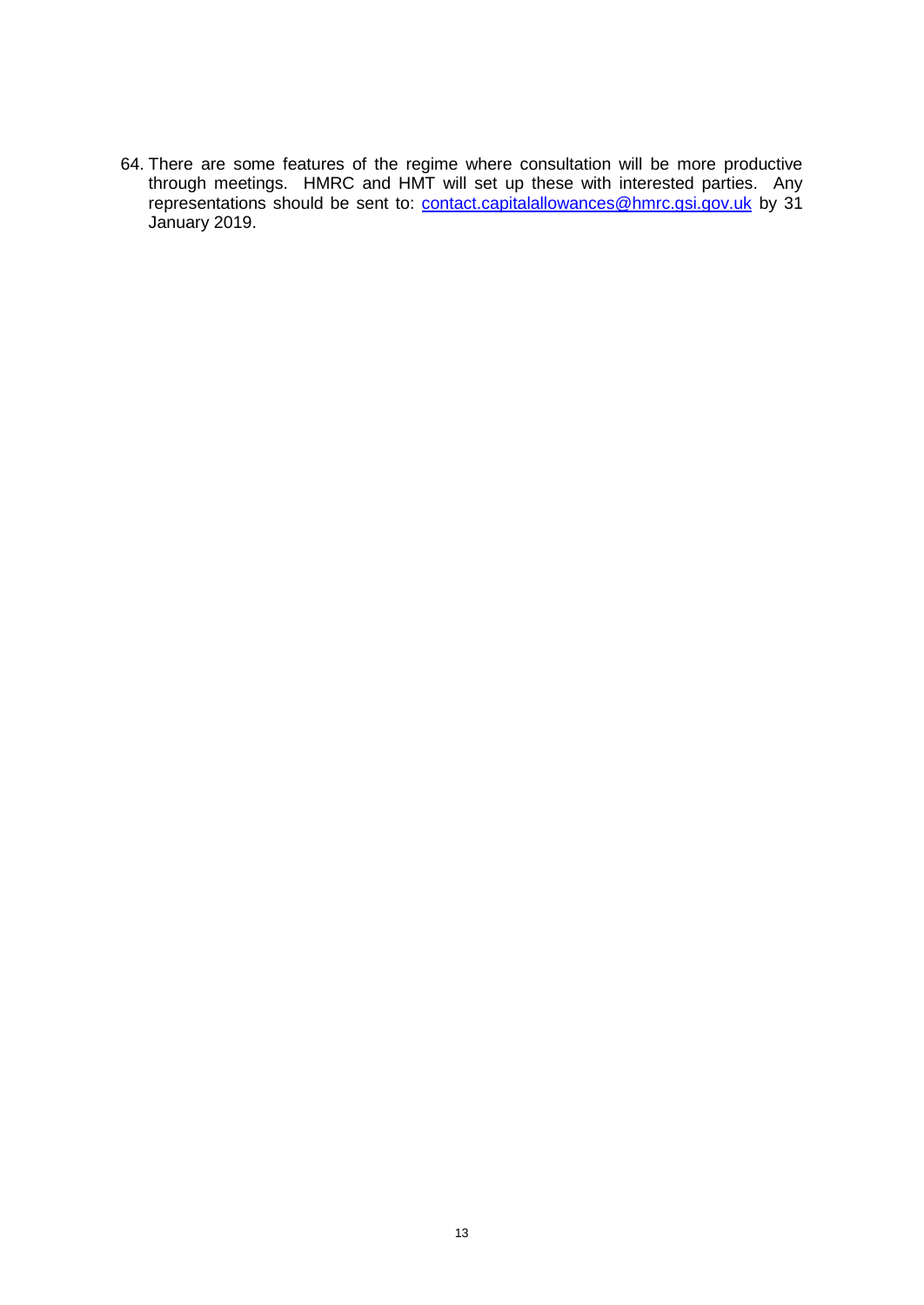64. There are some features of the regime where consultation will be more productive through meetings. HMRC and HMT will set up these with interested parties. Any representations should be sent to: [contact.capitalallowances@hmrc.gsi.gov.uk](mailto:contact.capitalallowances@hmrc.gsi.gov.uk) by 31 January 2019.